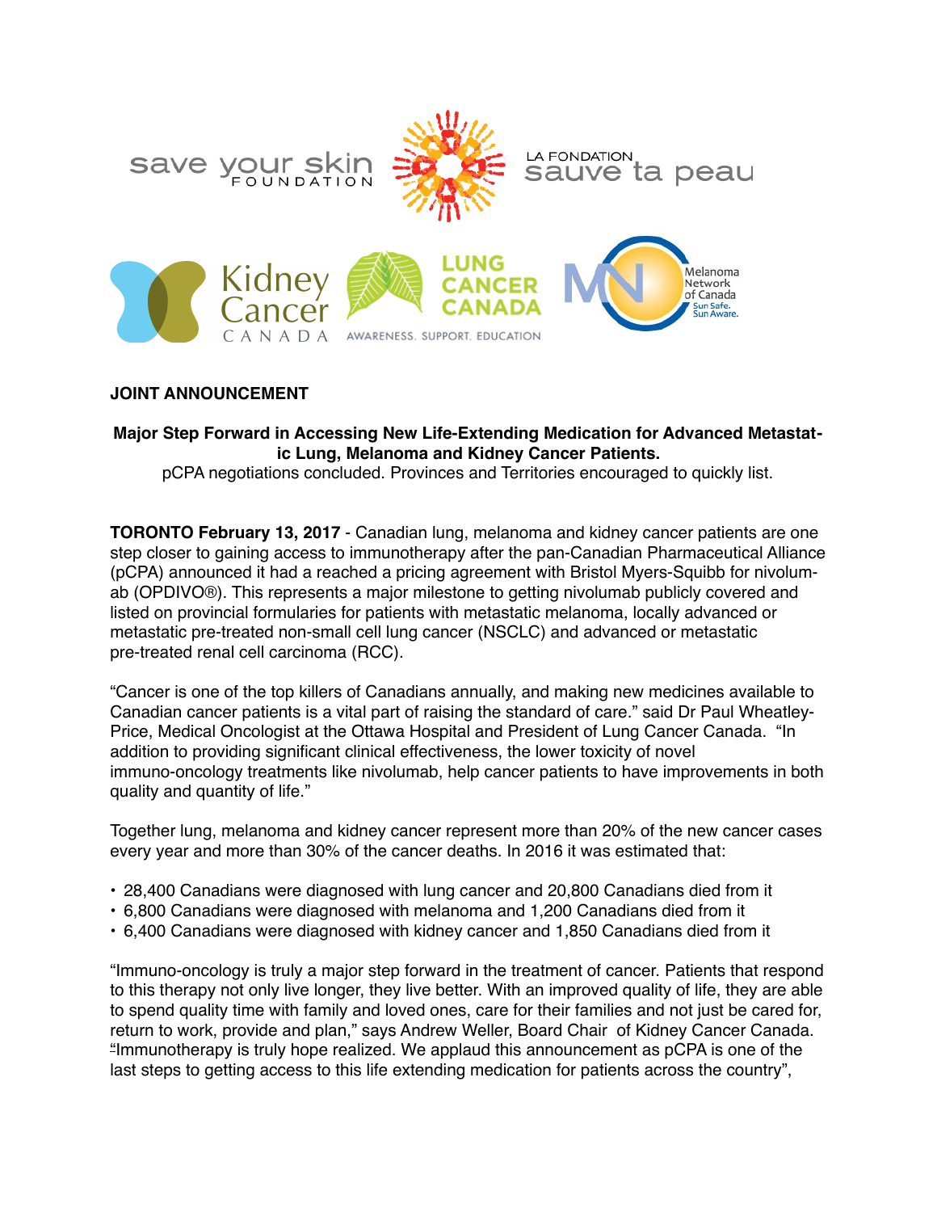save your skin FOUNDATION

LA FONDATION sauve ta peau

Kidney Cancer CANADA

LUNG CANCER CANADA AWARENESS. SUPPORT. EDUCATION

Melanoma Network of Canada Sun Safe. Sun Aware.

**JOINT ANNOUNCEMENT**

**Major Step Forward in Accessing New Life-Extending Medication for Advanced Metastatic Lung, Melanoma and Kidney Cancer Patients.**

pCPA negotiations concluded. Provinces and Territories encouraged to quickly list.

**TORONTO February 13, 2017** - Canadian lung, melanoma and kidney cancer patients are one step closer to gaining access to immunotherapy after the pan-Canadian Pharmaceutical Alliance (pCPA) announced it had a reached a pricing agreement with Bristol Myers-Squibb for nivolumab (OPDIVO®). This represents a major milestone to getting nivolumab publicly covered and listed on provincial formularies for patients with metastatic melanoma, locally advanced or metastatic pre-treated non-small cell lung cancer (NSCLC) and advanced or metastatic pre-treated renal cell carcinoma (RCC).

"Cancer is one of the top killers of Canadians annually, and making new medicines available to Canadian cancer patients is a vital part of raising the standard of care." said Dr Paul Wheatley-Price, Medical Oncologist at the Ottawa Hospital and President of Lung Cancer Canada. "In addition to providing significant clinical effectiveness, the lower toxicity of novel immuno-oncology treatments like nivolumab, help cancer patients to have improvements in both quality and quantity of life."

Together lung, melanoma and kidney cancer represent more than 20% of the new cancer cases every year and more than 30% of the cancer deaths. In 2016 it was estimated that:

- 28,400 Canadians were diagnosed with lung cancer and 20,800 Canadians died from it
- 6,800 Canadians were diagnosed with melanoma and 1,200 Canadians died from it
- 6,400 Canadians were diagnosed with kidney cancer and 1,850 Canadians died from it

"Immuno-oncology is truly a major step forward in the treatment of cancer. Patients that respond to this therapy not only live longer, they live better. With an improved quality of life, they are able to spend quality time with family and loved ones, care for their families and not just be cared for, return to work, provide and plan," says Andrew Weller, Board Chair of Kidney Cancer Canada. "Immunotherapy is truly hope realized. We applaud this announcement as pCPA is one of the last steps to getting access to this life extending medication for patients across the country",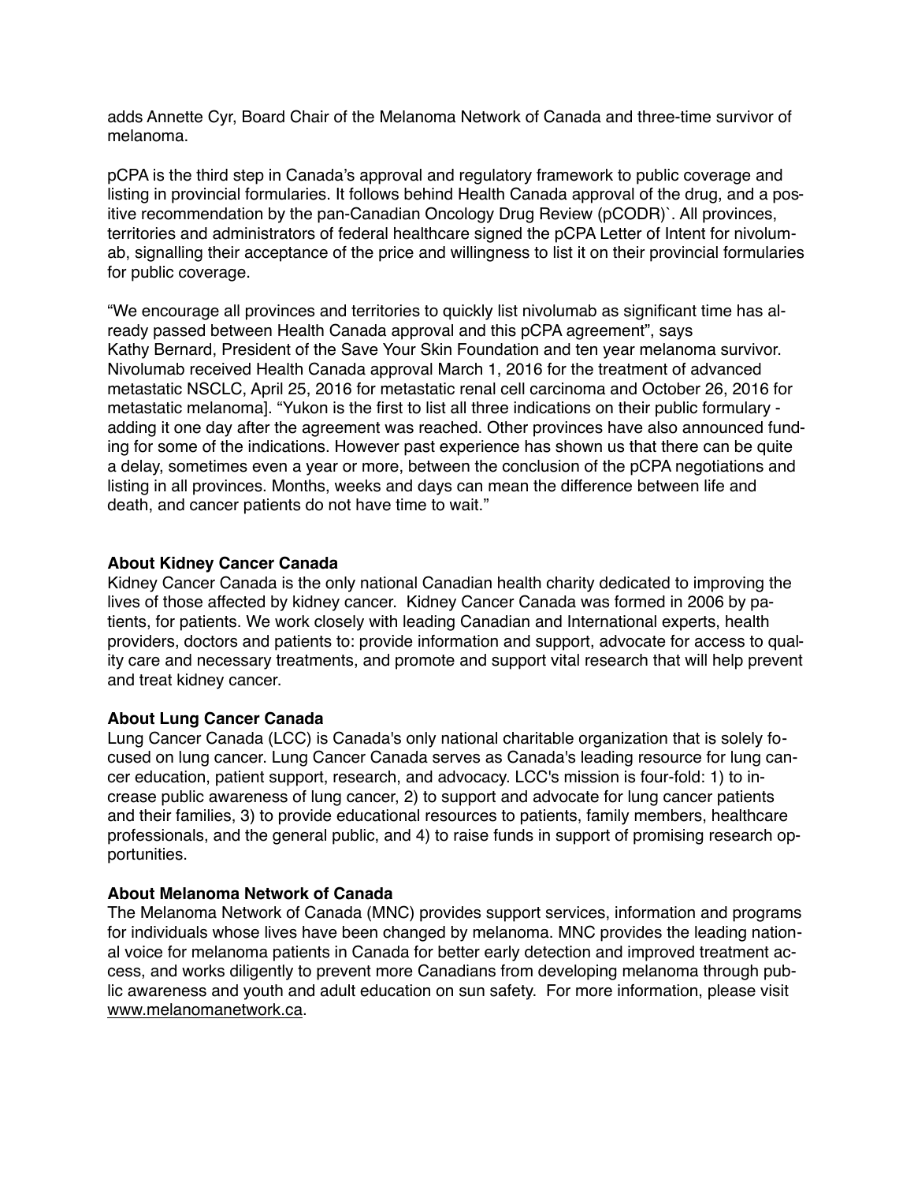adds Annette Cyr, Board Chair of the Melanoma Network of Canada and three-time survivor of melanoma.

pCPA is the third step in Canada's approval and regulatory framework to public coverage and listing in provincial formularies. It follows behind Health Canada approval of the drug, and a positive recommendation by the pan-Canadian Oncology Drug Review (pCODR)`. All provinces, territories and administrators of federal healthcare signed the pCPA Letter of Intent for nivolumab, signalling their acceptance of the price and willingness to list it on their provincial formularies for public coverage.

"We encourage all provinces and territories to quickly list nivolumab as significant time has already passed between Health Canada approval and this pCPA agreement", says Kathy Bernard, President of the Save Your Skin Foundation and ten year melanoma survivor. Nivolumab received Health Canada approval March 1, 2016 for the treatment of advanced metastatic NSCLC, April 25, 2016 for metastatic renal cell carcinoma and October 26, 2016 for metastatic melanoma]. "Yukon is the first to list all three indications on their public formulary - adding it one day after the agreement was reached. Other provinces have also announced funding for some of the indications. However past experience has shown us that there can be quite a delay, sometimes even a year or more, between the conclusion of the pCPA negotiations and listing in all provinces. Months, weeks and days can mean the difference between life and death, and cancer patients do not have time to wait."

**About Kidney Cancer Canada**

Kidney Cancer Canada is the only national Canadian health charity dedicated to improving the lives of those affected by kidney cancer. Kidney Cancer Canada was formed in 2006 by patients, for patients. We work closely with leading Canadian and International experts, health providers, doctors and patients to: provide information and support, advocate for access to quality care and necessary treatments, and promote and support vital research that will help prevent and treat kidney cancer.

**About Lung Cancer Canada**

Lung Cancer Canada (LCC) is Canada's only national charitable organization that is solely focused on lung cancer. Lung Cancer Canada serves as Canada's leading resource for lung cancer education, patient support, research, and advocacy. LCC's mission is four-fold: 1) to increase public awareness of lung cancer, 2) to support and advocate for lung cancer patients and their families, 3) to provide educational resources to patients, family members, healthcare professionals, and the general public, and 4) to raise funds in support of promising research opportunities.

**About Melanoma Network of Canada**

The Melanoma Network of Canada (MNC) provides support services, information and programs for individuals whose lives have been changed by melanoma. MNC provides the leading national voice for melanoma patients in Canada for better early detection and improved treatment access, and works diligently to prevent more Canadians from developing melanoma through public awareness and youth and adult education on sun safety. For more information, please visit www.melanomanetwork.ca.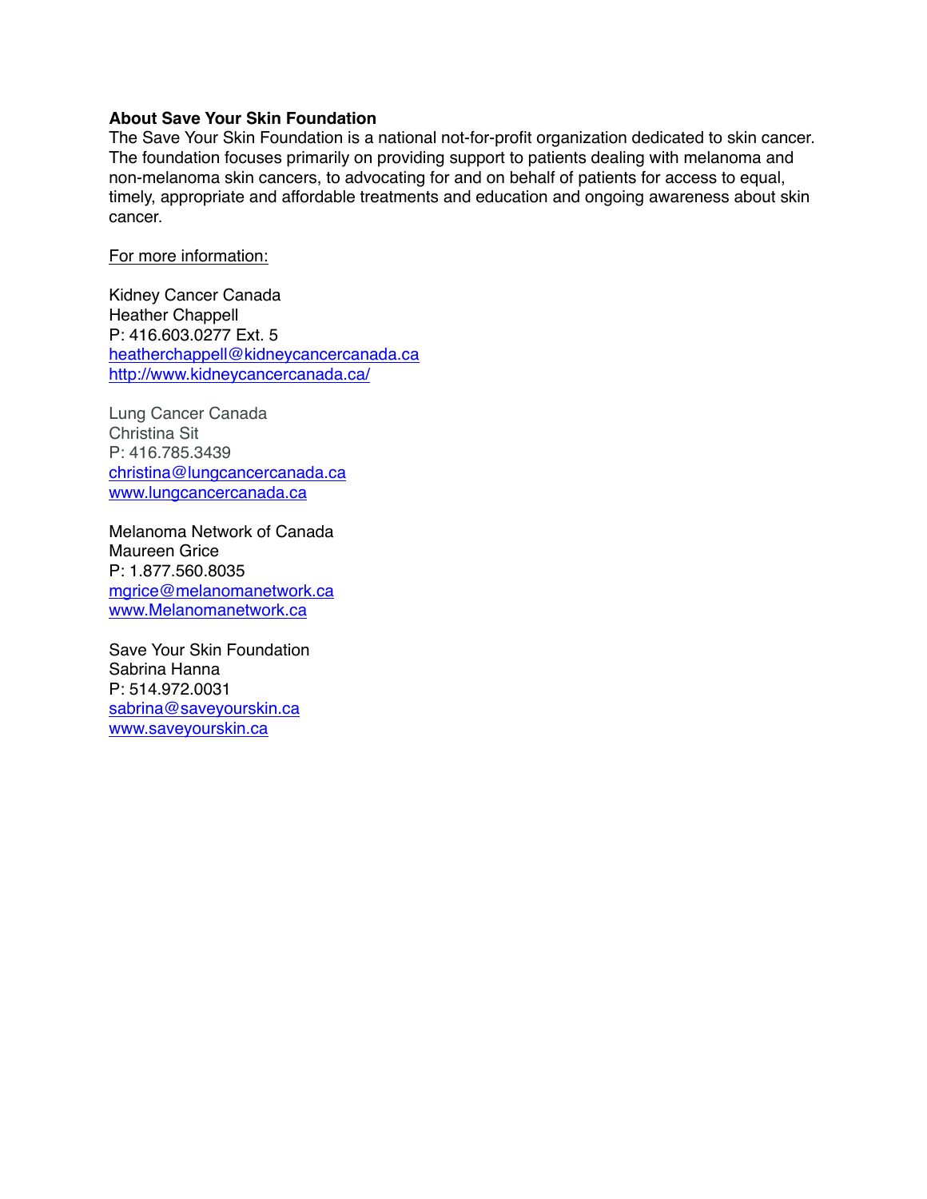**About Save Your Skin Foundation**
The Save Your Skin Foundation is a national not-for-profit organization dedicated to skin cancer. The foundation focuses primarily on providing support to patients dealing with melanoma and non-melanoma skin cancers, to advocating for and on behalf of patients for access to equal, timely, appropriate and affordable treatments and education and ongoing awareness about skin cancer.

For more information:

Kidney Cancer Canada
Heather Chappell
P: 416.603.0277 Ext. 5
heatherchappell@kidneycancercanada.ca
http://www.kidneycancercanada.ca/

Lung Cancer Canada
Christina Sit
P: 416.785.3439
christina@lungcancercanada.ca
www.lungcancercanada.ca

Melanoma Network of Canada
Maureen Grice
P: 1.877.560.8035
mgrice@melanomanetwork.ca
www.Melanomanetwork.ca

Save Your Skin Foundation
Sabrina Hanna
P: 514.972.0031
sabrina@saveyourskin.ca
www.saveyourskin.ca